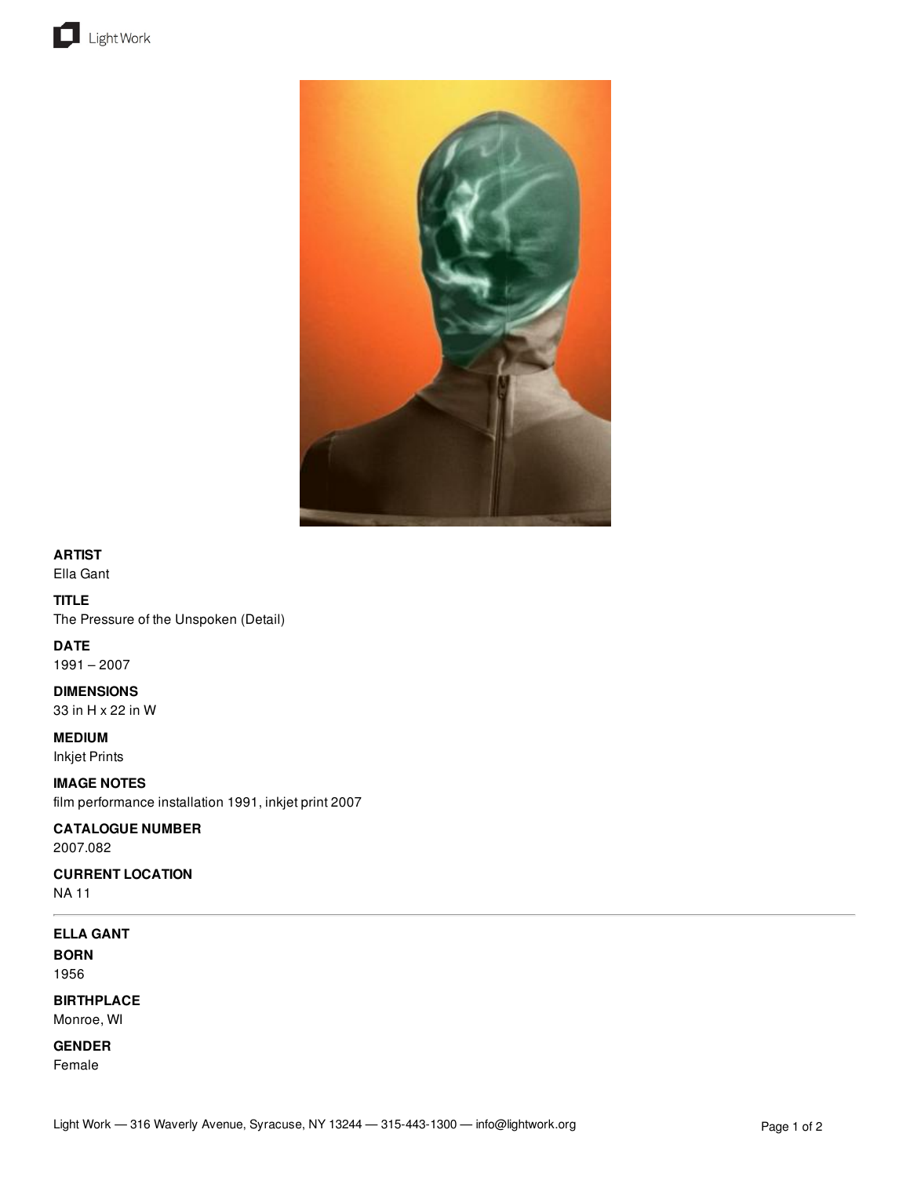**ARTIST**
Ella Gant

**TITLE**
The Pressure of the Unspoken (Detail)

**DATE**
1991 – 2007

**DIMENSIONS**
33 in H x 22 in W

**MEDIUM**
Inkjet Prints

**IMAGE NOTES**
film performance installation 1991, inkjet print 2007

**CATALOGUE NUMBER**
2007.082

**CURRENT LOCATION**
NA 11

---

**ELLA GANT**

**BORN**
1956

**BIRTHPLACE**
Monroe, WI

**GENDER**
Female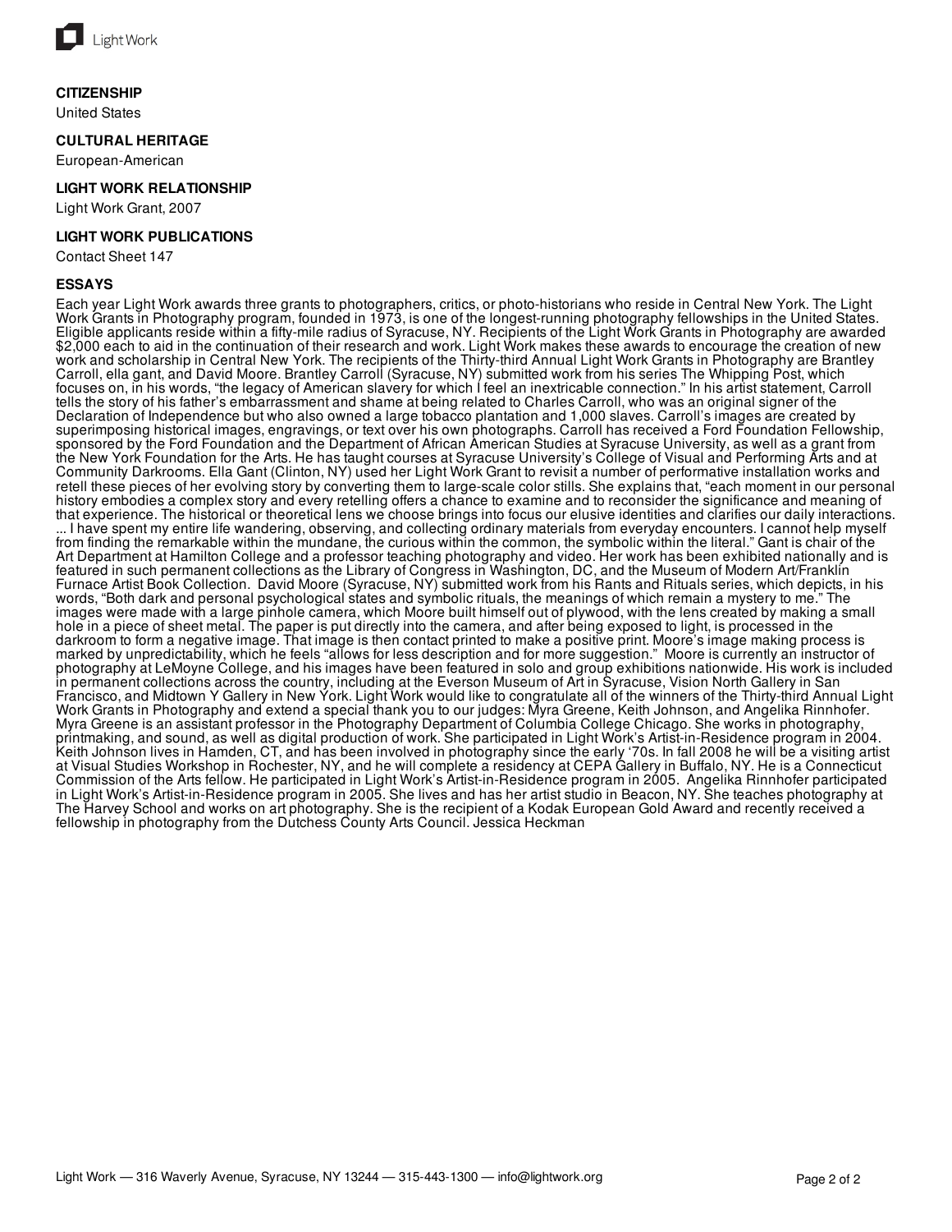**CITIZENSHIP**

United States

**CULTURAL HERITAGE**

European-American

**LIGHT WORK RELATIONSHIP**

Light Work Grant, 2007

**LIGHT WORK PUBLICATIONS**

Contact Sheet 147

**ESSAYS**

Each year Light Work awards three grants to photographers, critics, or photo-historians who reside in Central New York. The Light Work Grants in Photography program, founded in 1973, is one of the longest-running photography fellowships in the United States. Eligible applicants reside within a fifty-mile radius of Syracuse, NY. Recipients of the Light Work Grants in Photography are awarded $2,000 each to aid in the continuation of their research and work. Light Work makes these awards to encourage the creation of new work and scholarship in Central New York. The recipients of the Thirty-third Annual Light Work Grants in Photography are Brantley Carroll, ella gant, and David Moore. Brantley Carroll (Syracuse, NY) submitted work from his series The Whipping Post, which focuses on, in his words, "the legacy of American slavery for which I feel an inextricable connection." In his artist statement, Carroll tells the story of his father's embarrassment and shame at being related to Charles Carroll, who was an original signer of the Declaration of Independence but who also owned a large tobacco plantation and 1,000 slaves. Carroll's images are created by superimposing historical images, engravings, or text over his own photographs. Carroll has received a Ford Foundation Fellowship, sponsored by the Ford Foundation and the Department of African American Studies at Syracuse University, as well as a grant from the New York Foundation for the Arts. He has taught courses at Syracuse University's College of Visual and Performing Arts and at Community Darkrooms. Ella Gant (Clinton, NY) used her Light Work Grant to revisit a number of performative installation works and retell these pieces of her evolving story by converting them to large-scale color stills. She explains that, "each moment in our personal history embodies a complex story and every retelling offers a chance to examine and to reconsider the significance and meaning of that experience. The historical or theoretical lens we choose brings into focus our elusive identities and clarifies our daily interactions. ... I have spent my entire life wandering, observing, and collecting ordinary materials from everyday encounters. I cannot help myself from finding the remarkable within the mundane, the curious within the common, the symbolic within the literal." Gant is chair of the Art Department at Hamilton College and a professor teaching photography and video. Her work has been exhibited nationally and is featured in such permanent collections as the Library of Congress in Washington, DC, and the Museum of Modern Art/Franklin Furnace Artist Book Collection. David Moore (Syracuse, NY) submitted work from his Rants and Rituals series, which depicts, in his words, "Both dark and personal psychological states and symbolic rituals, the meanings of which remain a mystery to me." The images were made with a large pinhole camera, which Moore built himself out of plywood, with the lens created by making a small hole in a piece of sheet metal. The paper is put directly into the camera, and after being exposed to light, is processed in the darkroom to form a negative image. That image is then contact printed to make a positive print. Moore's image making process is marked by unpredictability, which he feels "allows for less description and for more suggestion." Moore is currently an instructor of photography at LeMoyne College, and his images have been featured in solo and group exhibitions nationwide. His work is included in permanent collections across the country, including at the Everson Museum of Art in Syracuse, Vision North Gallery in San Francisco, and Midtown Y Gallery in New York. Light Work would like to congratulate all of the winners of the Thirty-third Annual Light Work Grants in Photography and extend a special thank you to our judges: Myra Greene, Keith Johnson, and Angelika Rinnhofer. Myra Greene is an assistant professor in the Photography Department of Columbia College Chicago. She works in photography, printmaking, and sound, as well as digital production of work. She participated in Light Work's Artist-in-Residence program in 2004. Keith Johnson lives in Hamden, CT, and has been involved in photography since the early '70s. In fall 2008 he will be a visiting artist at Visual Studies Workshop in Rochester, NY, and he will complete a residency at CEPA Gallery in Buffalo, NY. He is a Connecticut Commission of the Arts fellow. He participated in Light Work's Artist-in-Residence program in 2005. Angelika Rinnhofer participated in Light Work's Artist-in-Residence program in 2005. She lives and has her artist studio in Beacon, NY. She teaches photography at The Harvey School and works on art photography. She is the recipient of a Kodak European Gold Award and recently received a fellowship in photography from the Dutchess County Arts Council. Jessica Heckman

Light Work — 316 Waverly Avenue, Syracuse, NY 13244 — 315-443-1300 — info@lightwork.org